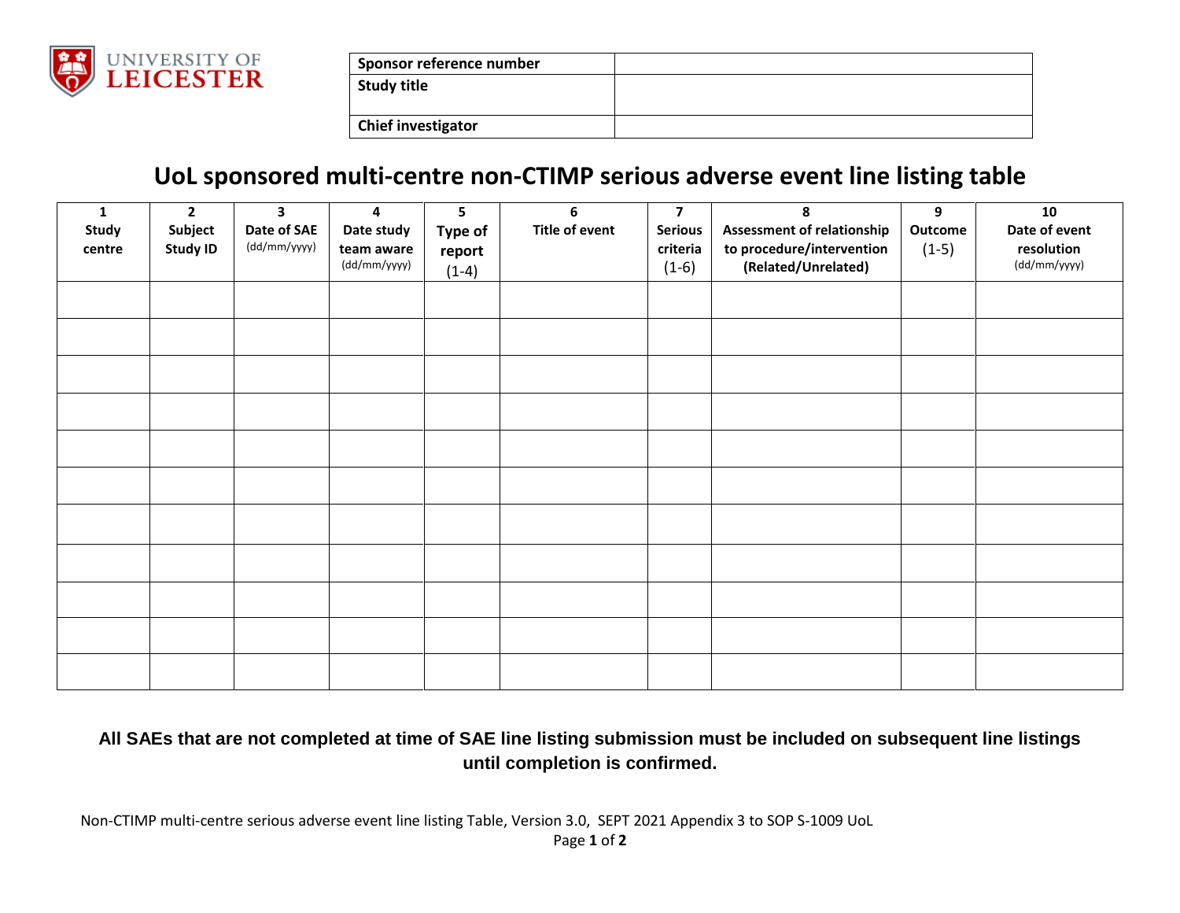| Sponsor reference number | |
|---|---|
| Study title | |
| Chief investigator | |

# UoL sponsored multi-centre non-CTIMP serious adverse event line listing table

| 1 Study centre | 2 Subject Study ID | 3 Date of SAE (dd/mm/yyyy) | 4 Date study team aware (dd/mm/yyyy) | 5 Type of report (1-4) | 6 Title of event | 7 Serious criteria (1-6) | 8 Assessment of relationship to procedure/intervention (Related/Unrelated) | 9 Outcome (1-5) | 10 Date of event resolution (dd/mm/yyyy) |
|---|---|---|---|---|---|---|---|---|---|
| | | | | | | | | | |
| | | | | | | | | | |
| | | | | | | | | | |
| | | | | | | | | | |
| | | | | | | | | | |
| | | | | | | | | | |
| | | | | | | | | | |
| | | | | | | | | | |
| | | | | | | | | | |
| | | | | | | | | | |
| | | | | | | | | | |

**All SAEs that are not completed at time of SAE line listing submission must be included on subsequent line listings until completion is confirmed.**

Non-CTIMP multi-centre serious adverse event line listing Table, Version 3.0, SEPT 2021 Appendix 3 to SOP S-1009 UoL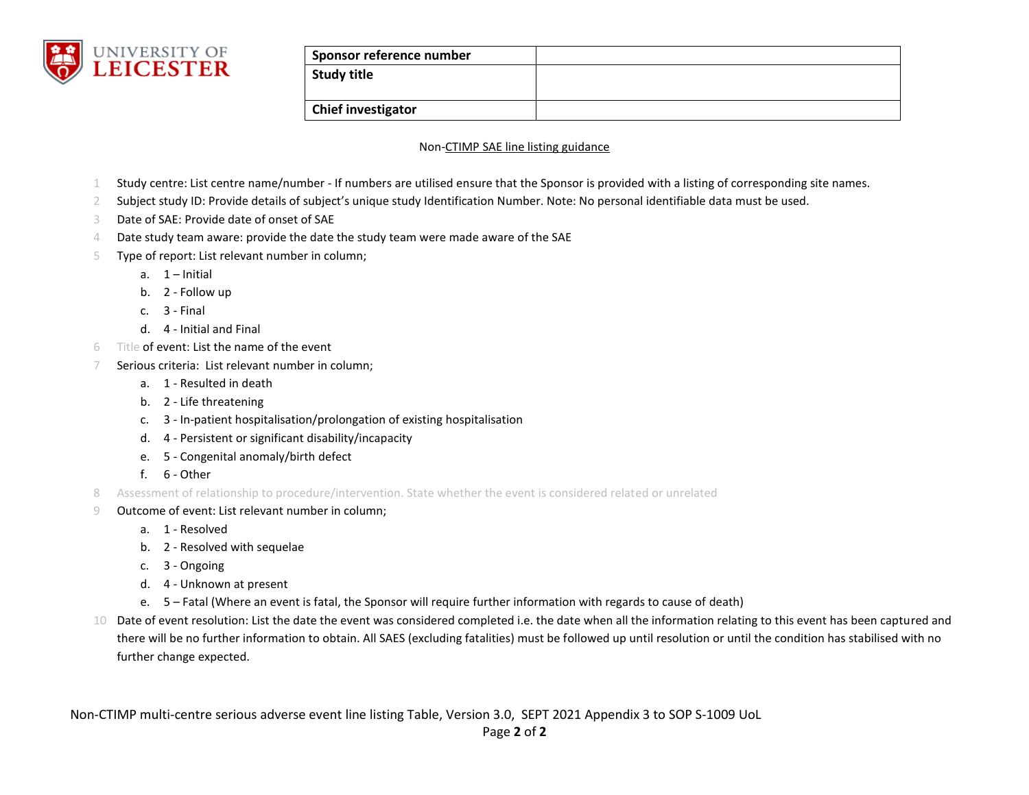| Sponsor reference number | |
| --- | --- |
| **Study title** | |
| **Chief investigator** | |

Non-CTIMP SAE line listing guidance

1. Study centre: List centre name/number - If numbers are utilised ensure that the Sponsor is provided with a listing of corresponding site names.
2. Subject study ID: Provide details of subject's unique study Identification Number. Note: No personal identifiable data must be used.
3. Date of SAE: Provide date of onset of SAE
4. Date study team aware: provide the date the study team were made aware of the SAE
5. Type of report: List relevant number in column;
    a. 1 – Initial
    b. 2 - Follow up
    c. 3 - Final
    d. 4 - Initial and Final
6. Title of event: List the name of the event
7. Serious criteria: List relevant number in column;
    a. 1 - Resulted in death
    b. 2 - Life threatening
    c. 3 - In-patient hospitalisation/prolongation of existing hospitalisation
    d. 4 - Persistent or significant disability/incapacity
    e. 5 - Congenital anomaly/birth defect
    f. 6 - Other
8. Assessment of relationship to procedure/intervention. State whether the event is considered related or unrelated
9. Outcome of event: List relevant number in column;
    a. 1 - Resolved
    b. 2 - Resolved with sequelae
    c. 3 - Ongoing
    d. 4 - Unknown at present
    e. 5 – Fatal (Where an event is fatal, the Sponsor will require further information with regards to cause of death)
10. Date of event resolution: List the date the event was considered completed i.e. the date when all the information relating to this event has been captured and there will be no further information to obtain. All SAES (excluding fatalities) must be followed up until resolution or until the condition has stabilised with no further change expected.